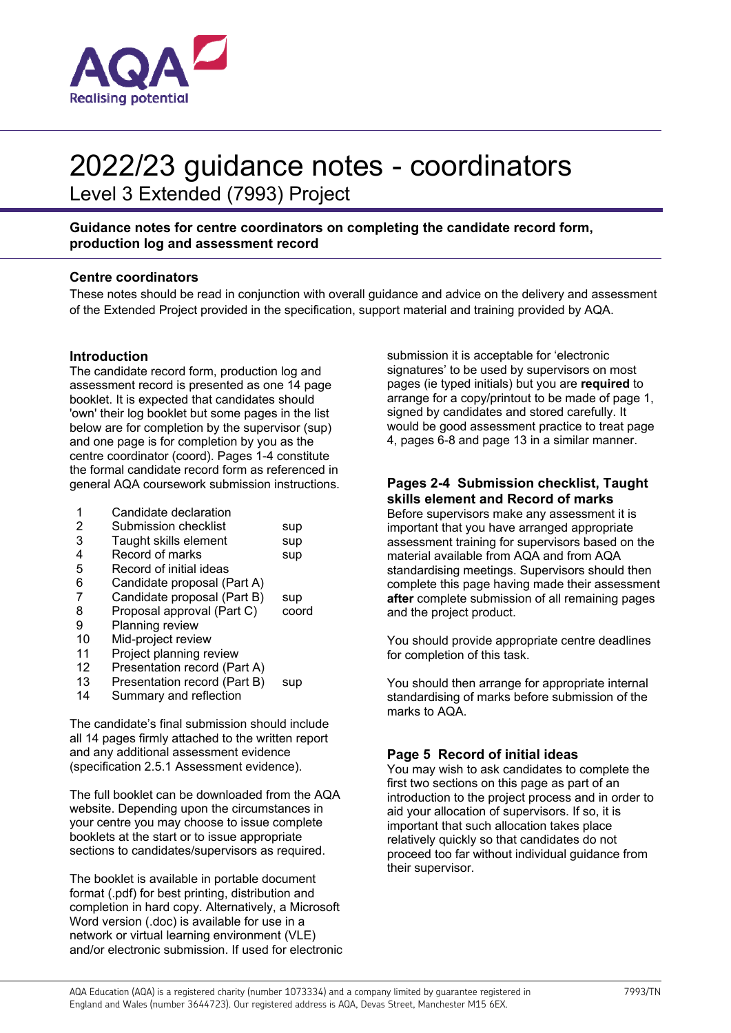# 2022/23 guidance notes - coordinators

Level 3 Extended (7993) Project

**Guidance notes for centre coordinators on completing the candidate record form, production log and assessment record**

## Centre coordinators

These notes should be read in conjunction with overall guidance and advice on the delivery and assessment of the Extended Project provided in the specification, support material and training provided by AQA.

### Introduction

The candidate record form, production log and assessment record is presented as one 14 page booklet. It is expected that candidates should 'own' their log booklet but some pages in the list below are for completion by the supervisor (sup) and one page is for completion by you as the centre coordinator (coord). Pages 1-4 constitute the formal candidate record form as referenced in general AQA coursework submission instructions.

| | | |
|---|---|---|
| 1 | Candidate declaration | |
| 2 | Submission checklist | sup |
| 3 | Taught skills element | sup |
| 4 | Record of marks | sup |
| 5 | Record of initial ideas | |
| 6 | Candidate proposal (Part A) | |
| 7 | Candidate proposal (Part B) | sup |
| 8 | Proposal approval (Part C) | coord |
| 9 | Planning review | |
| 10 | Mid-project review | |
| 11 | Project planning review | |
| 12 | Presentation record (Part A) | |
| 13 | Presentation record (Part B) | sup |
| 14 | Summary and reflection | |

The candidate's final submission should include all 14 pages firmly attached to the written report and any additional assessment evidence (specification 2.5.1 Assessment evidence).

The full booklet can be downloaded from the AQA website. Depending upon the circumstances in your centre you may choose to issue complete booklets at the start or to issue appropriate sections to candidates/supervisors as required.

The booklet is available in portable document format (.pdf) for best printing, distribution and completion in hard copy. Alternatively, a Microsoft Word version (.doc) is available for use in a network or virtual learning environment (VLE) and/or electronic submission. If used for electronic submission it is acceptable for 'electronic signatures' to be used by supervisors on most pages (ie typed initials) but you are **required** to arrange for a copy/printout to be made of page 1, signed by candidates and stored carefully. It would be good assessment practice to treat page 4, pages 6-8 and page 13 in a similar manner.

### Pages 2-4 Submission checklist, Taught skills element and Record of marks

Before supervisors make any assessment it is important that you have arranged appropriate assessment training for supervisors based on the material available from AQA and from AQA standardising meetings. Supervisors should then complete this page having made their assessment **after** complete submission of all remaining pages and the project product.

You should provide appropriate centre deadlines for completion of this task.

You should then arrange for appropriate internal standardising of marks before submission of the marks to AQA.

### Page 5 Record of initial ideas

You may wish to ask candidates to complete the first two sections on this page as part of an introduction to the project process and in order to aid your allocation of supervisors. If so, it is important that such allocation takes place relatively quickly so that candidates do not proceed too far without individual guidance from their supervisor.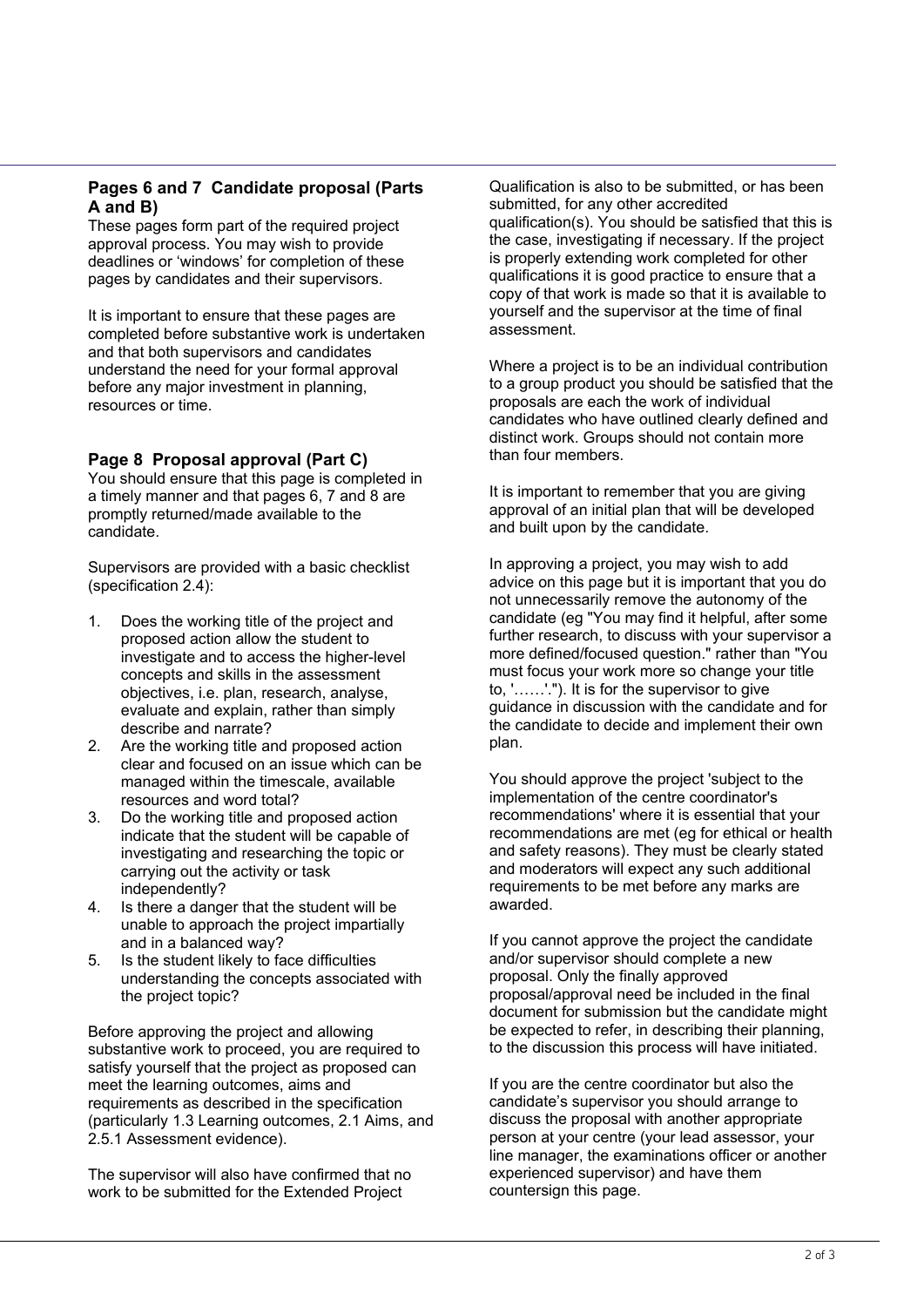### Pages 6 and 7 Candidate proposal (Parts A and B)

These pages form part of the required project approval process. You may wish to provide deadlines or 'windows' for completion of these pages by candidates and their supervisors.

It is important to ensure that these pages are completed before substantive work is undertaken and that both supervisors and candidates understand the need for your formal approval before any major investment in planning, resources or time.

### Page 8 Proposal approval (Part C)

You should ensure that this page is completed in a timely manner and that pages 6, 7 and 8 are promptly returned/made available to the candidate.

Supervisors are provided with a basic checklist (specification 2.4):

1. Does the working title of the project and proposed action allow the student to investigate and to access the higher-level concepts and skills in the assessment objectives, i.e. plan, research, analyse, evaluate and explain, rather than simply describe and narrate?
2. Are the working title and proposed action clear and focused on an issue which can be managed within the timescale, available resources and word total?
3. Do the working title and proposed action indicate that the student will be capable of investigating and researching the topic or carrying out the activity or task independently?
4. Is there a danger that the student will be unable to approach the project impartially and in a balanced way?
5. Is the student likely to face difficulties understanding the concepts associated with the project topic?

Before approving the project and allowing substantive work to proceed, you are required to satisfy yourself that the project as proposed can meet the learning outcomes, aims and requirements as described in the specification (particularly 1.3 Learning outcomes, 2.1 Aims, and 2.5.1 Assessment evidence).

The supervisor will also have confirmed that no work to be submitted for the Extended Project Qualification is also to be submitted, or has been submitted, for any other accredited qualification(s). You should be satisfied that this is the case, investigating if necessary. If the project is properly extending work completed for other qualifications it is good practice to ensure that a copy of that work is made so that it is available to yourself and the supervisor at the time of final assessment.

Where a project is to be an individual contribution to a group product you should be satisfied that the proposals are each the work of individual candidates who have outlined clearly defined and distinct work. Groups should not contain more than four members.

It is important to remember that you are giving approval of an initial plan that will be developed and built upon by the candidate.

In approving a project, you may wish to add advice on this page but it is important that you do not unnecessarily remove the autonomy of the candidate (eg "You may find it helpful, after some further research, to discuss with your supervisor a more defined/focused question." rather than "You must focus your work more so change your title to, '……'."). It is for the supervisor to give guidance in discussion with the candidate and for the candidate to decide and implement their own plan.

You should approve the project 'subject to the implementation of the centre coordinator's recommendations' where it is essential that your recommendations are met (eg for ethical or health and safety reasons). They must be clearly stated and moderators will expect any such additional requirements to be met before any marks are awarded.

If you cannot approve the project the candidate and/or supervisor should complete a new proposal. Only the finally approved proposal/approval need be included in the final document for submission but the candidate might be expected to refer, in describing their planning, to the discussion this process will have initiated.

If you are the centre coordinator but also the candidate's supervisor you should arrange to discuss the proposal with another appropriate person at your centre (your lead assessor, your line manager, the examinations officer or another experienced supervisor) and have them countersign this page.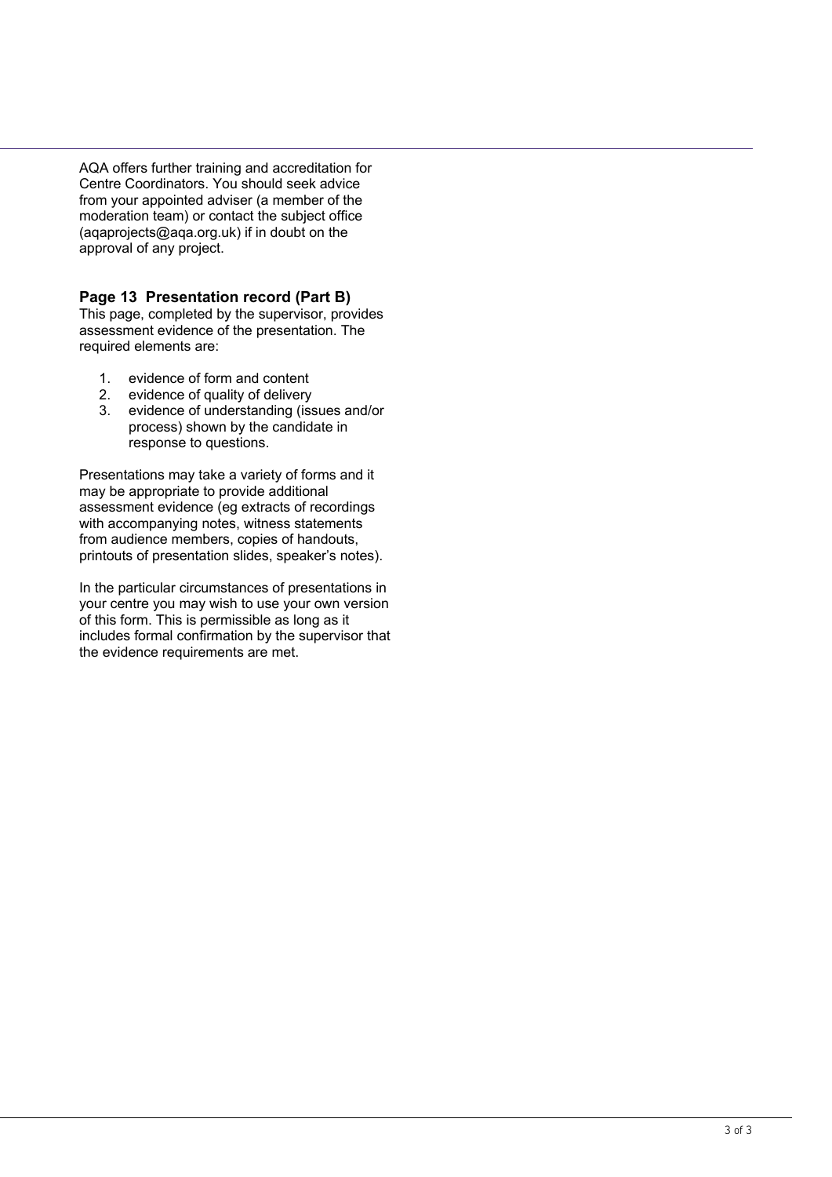AQA offers further training and accreditation for Centre Coordinators. You should seek advice from your appointed adviser (a member of the moderation team) or contact the subject office (aqaprojects@aqa.org.uk) if in doubt on the approval of any project.

### Page 13 Presentation record (Part B)

This page, completed by the supervisor, provides assessment evidence of the presentation. The required elements are:

1. evidence of form and content
2. evidence of quality of delivery
3. evidence of understanding (issues and/or process) shown by the candidate in response to questions.

Presentations may take a variety of forms and it may be appropriate to provide additional assessment evidence (eg extracts of recordings with accompanying notes, witness statements from audience members, copies of handouts, printouts of presentation slides, speaker's notes).

In the particular circumstances of presentations in your centre you may wish to use your own version of this form. This is permissible as long as it includes formal confirmation by the supervisor that the evidence requirements are met.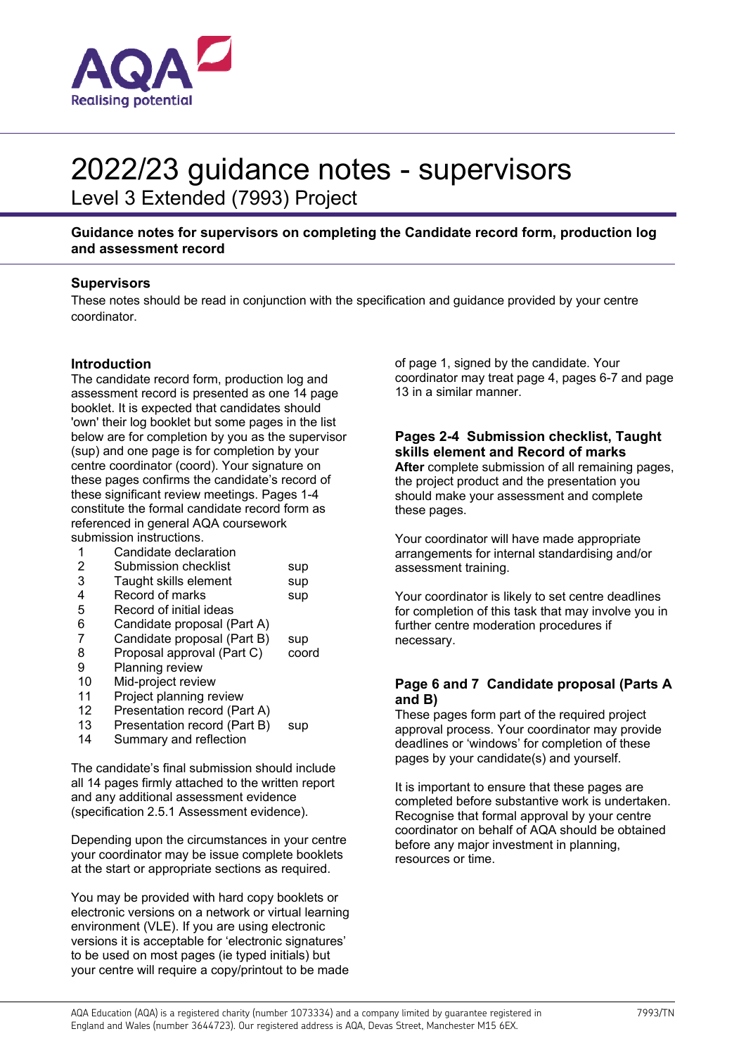# 2022/23 guidance notes - supervisors

## Level 3 Extended (7993) Project

**Guidance notes for supervisors on completing the Candidate record form, production log and assessment record**

### Supervisors

These notes should be read in conjunction with the specification and guidance provided by your centre coordinator.

### Introduction

The candidate record form, production log and assessment record is presented as one 14 page booklet. It is expected that candidates should 'own' their log booklet but some pages in the list below are for completion by you as the supervisor (sup) and one page is for completion by your centre coordinator (coord). Your signature on these pages confirms the candidate's record of these significant review meetings. Pages 1-4 constitute the formal candidate record form as referenced in general AQA coursework submission instructions.

| | | |
|---|---|---|
| 1 | Candidate declaration | |
| 2 | Submission checklist | sup |
| 3 | Taught skills element | sup |
| 4 | Record of marks | sup |
| 5 | Record of initial ideas | |
| 6 | Candidate proposal (Part A) | |
| 7 | Candidate proposal (Part B) | sup |
| 8 | Proposal approval (Part C) | coord |
| 9 | Planning review | |
| 10 | Mid-project review | |
| 11 | Project planning review | |
| 12 | Presentation record (Part A) | |
| 13 | Presentation record (Part B) | sup |
| 14 | Summary and reflection | |

The candidate's final submission should include all 14 pages firmly attached to the written report and any additional assessment evidence (specification 2.5.1 Assessment evidence).

Depending upon the circumstances in your centre your coordinator may be issue complete booklets at the start or appropriate sections as required.

You may be provided with hard copy booklets or electronic versions on a network or virtual learning environment (VLE). If you are using electronic versions it is acceptable for 'electronic signatures' to be used on most pages (ie typed initials) but your centre will require a copy/printout to be made of page 1, signed by the candidate. Your coordinator may treat page 4, pages 6-7 and page 13 in a similar manner.

### Pages 2-4 Submission checklist, Taught skills element and Record of marks

**After** complete submission of all remaining pages, the project product and the presentation you should make your assessment and complete these pages.

Your coordinator will have made appropriate arrangements for internal standardising and/or assessment training.

Your coordinator is likely to set centre deadlines for completion of this task that may involve you in further centre moderation procedures if necessary.

### Page 6 and 7 Candidate proposal (Parts A and B)

These pages form part of the required project approval process. Your coordinator may provide deadlines or 'windows' for completion of these pages by your candidate(s) and yourself.

It is important to ensure that these pages are completed before substantive work is undertaken. Recognise that formal approval by your centre coordinator on behalf of AQA should be obtained before any major investment in planning, resources or time.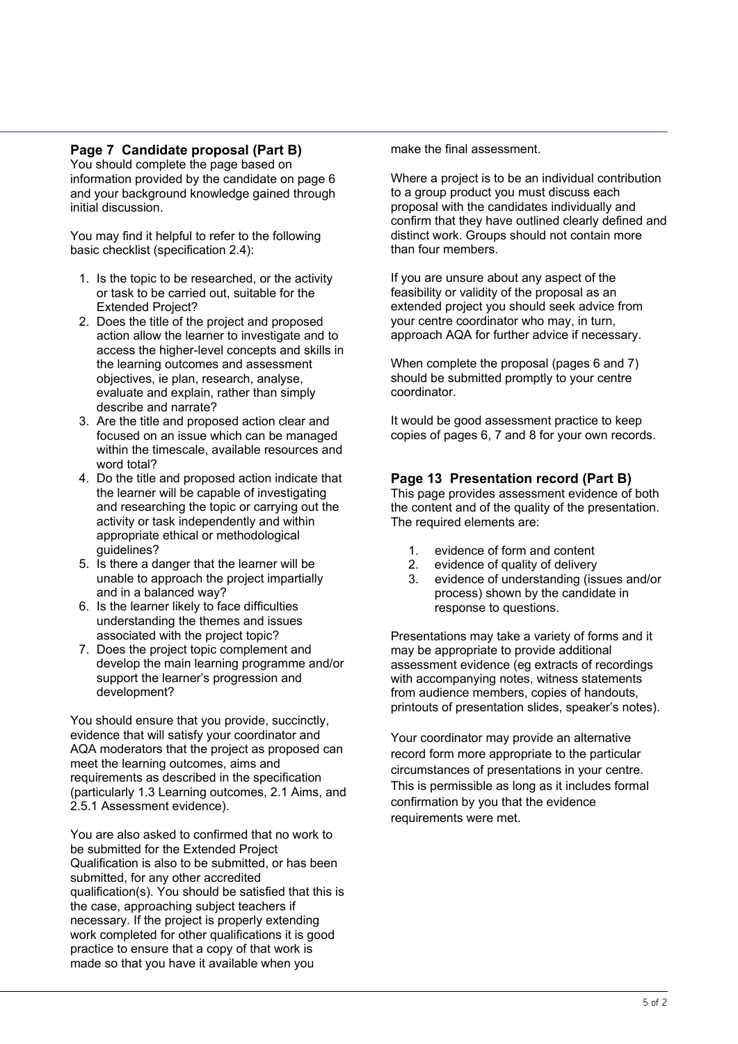### Page 7 Candidate proposal (Part B)

You should complete the page based on information provided by the candidate on page 6 and your background knowledge gained through initial discussion.

You may find it helpful to refer to the following basic checklist (specification 2.4):

1. Is the topic to be researched, or the activity or task to be carried out, suitable for the Extended Project?
2. Does the title of the project and proposed action allow the learner to investigate and to access the higher-level concepts and skills in the learning outcomes and assessment objectives, ie plan, research, analyse, evaluate and explain, rather than simply describe and narrate?
3. Are the title and proposed action clear and focused on an issue which can be managed within the timescale, available resources and word total?
4. Do the title and proposed action indicate that the learner will be capable of investigating and researching the topic or carrying out the activity or task independently and within appropriate ethical or methodological guidelines?
5. Is there a danger that the learner will be unable to approach the project impartially and in a balanced way?
6. Is the learner likely to face difficulties understanding the themes and issues associated with the project topic?
7. Does the project topic complement and develop the main learning programme and/or support the learner's progression and development?

You should ensure that you provide, succinctly, evidence that will satisfy your coordinator and AQA moderators that the project as proposed can meet the learning outcomes, aims and requirements as described in the specification (particularly 1.3 Learning outcomes, 2.1 Aims, and 2.5.1 Assessment evidence).

You are also asked to confirmed that no work to be submitted for the Extended Project Qualification is also to be submitted, or has been submitted, for any other accredited qualification(s). You should be satisfied that this is the case, approaching subject teachers if necessary. If the project is properly extending work completed for other qualifications it is good practice to ensure that a copy of that work is made so that you have it available when you make the final assessment.

Where a project is to be an individual contribution to a group product you must discuss each proposal with the candidates individually and confirm that they have outlined clearly defined and distinct work. Groups should not contain more than four members.

If you are unsure about any aspect of the feasibility or validity of the proposal as an extended project you should seek advice from your centre coordinator who may, in turn, approach AQA for further advice if necessary.

When complete the proposal (pages 6 and 7) should be submitted promptly to your centre coordinator.

It would be good assessment practice to keep copies of pages 6, 7 and 8 for your own records.

### Page 13 Presentation record (Part B)

This page provides assessment evidence of both the content and of the quality of the presentation. The required elements are:

1. evidence of form and content
2. evidence of quality of delivery
3. evidence of understanding (issues and/or process) shown by the candidate in response to questions.

Presentations may take a variety of forms and it may be appropriate to provide additional assessment evidence (eg extracts of recordings with accompanying notes, witness statements from audience members, copies of handouts, printouts of presentation slides, speaker's notes).

Your coordinator may provide an alternative record form more appropriate to the particular circumstances of presentations in your centre. This is permissible as long as it includes formal confirmation by you that the evidence requirements were met.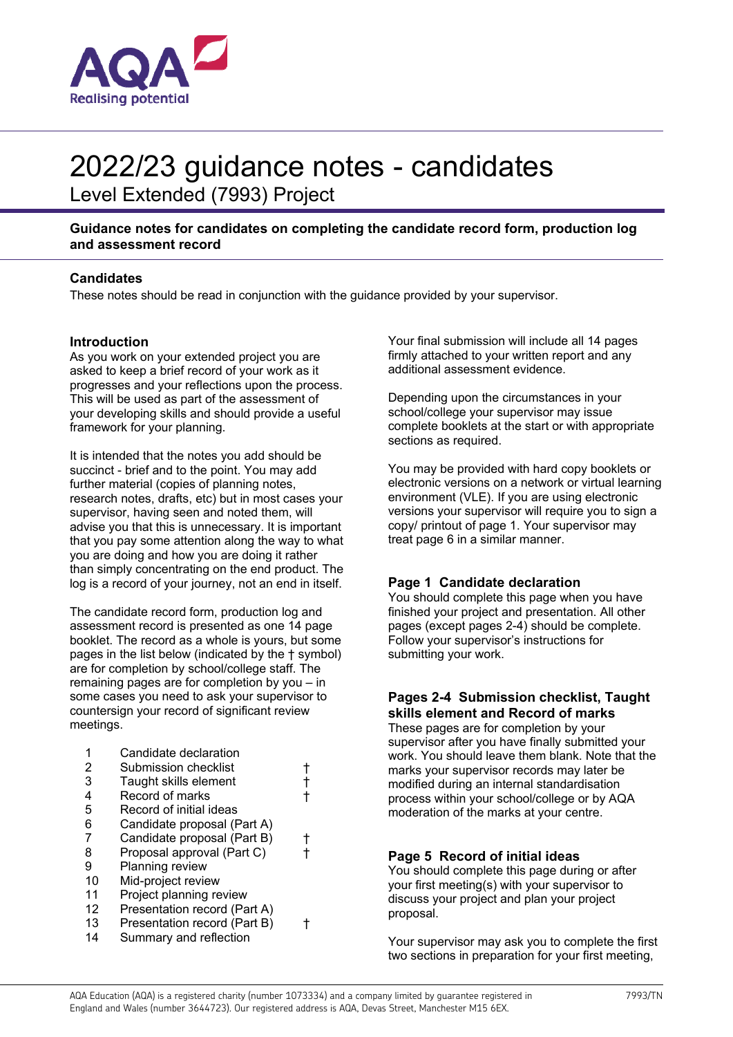# 2022/23 guidance notes - candidates

## Level Extended (7993) Project

**Guidance notes for candidates on completing the candidate record form, production log and assessment record**

### Candidates

These notes should be read in conjunction with the guidance provided by your supervisor.

### Introduction

As you work on your extended project you are asked to keep a brief record of your work as it progresses and your reflections upon the process. This will be used as part of the assessment of your developing skills and should provide a useful framework for your planning.

It is intended that the notes you add should be succinct - brief and to the point. You may add further material (copies of planning notes, research notes, drafts, etc) but in most cases your supervisor, having seen and noted them, will advise you that this is unnecessary. It is important that you pay some attention along the way to what you are doing and how you are doing it rather than simply concentrating on the end product. The log is a record of your journey, not an end in itself.

The candidate record form, production log and assessment record is presented as one 14 page booklet. The record as a whole is yours, but some pages in the list below (indicated by the † symbol) are for completion by school/college staff. The remaining pages are for completion by you – in some cases you need to ask your supervisor to countersign your record of significant review meetings.

| | | |
|---|---|---|
| 1 | Candidate declaration | |
| 2 | Submission checklist | † |
| 3 | Taught skills element | † |
| 4 | Record of marks | † |
| 5 | Record of initial ideas | |
| 6 | Candidate proposal (Part A) | |
| 7 | Candidate proposal (Part B) | † |
| 8 | Proposal approval (Part C) | † |
| 9 | Planning review | |
| 10 | Mid-project review | |
| 11 | Project planning review | |
| 12 | Presentation record (Part A) | |
| 13 | Presentation record (Part B) | † |
| 14 | Summary and reflection | |

Your final submission will include all 14 pages firmly attached to your written report and any additional assessment evidence.

Depending upon the circumstances in your school/college your supervisor may issue complete booklets at the start or with appropriate sections as required.

You may be provided with hard copy booklets or electronic versions on a network or virtual learning environment (VLE). If you are using electronic versions your supervisor will require you to sign a copy/ printout of page 1. Your supervisor may treat page 6 in a similar manner.

### Page 1 Candidate declaration

You should complete this page when you have finished your project and presentation. All other pages (except pages 2-4) should be complete. Follow your supervisor's instructions for submitting your work.

### Pages 2-4 Submission checklist, Taught skills element and Record of marks

These pages are for completion by your supervisor after you have finally submitted your work. You should leave them blank. Note that the marks your supervisor records may later be modified during an internal standardisation process within your school/college or by AQA moderation of the marks at your centre.

### Page 5 Record of initial ideas

You should complete this page during or after your first meeting(s) with your supervisor to discuss your project and plan your project proposal.

Your supervisor may ask you to complete the first two sections in preparation for your first meeting,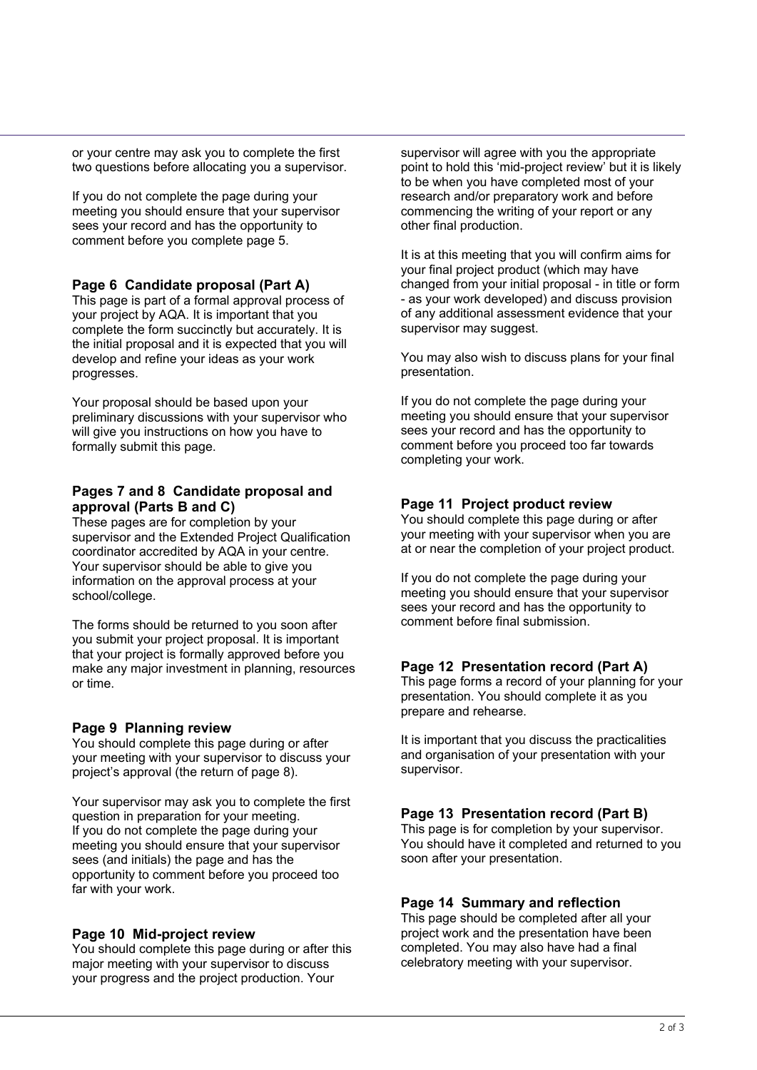or your centre may ask you to complete the first two questions before allocating you a supervisor.

If you do not complete the page during your meeting you should ensure that your supervisor sees your record and has the opportunity to comment before you complete page 5.

### Page 6 Candidate proposal (Part A)

This page is part of a formal approval process of your project by AQA. It is important that you complete the form succinctly but accurately. It is the initial proposal and it is expected that you will develop and refine your ideas as your work progresses.

Your proposal should be based upon your preliminary discussions with your supervisor who will give you instructions on how you have to formally submit this page.

### Pages 7 and 8 Candidate proposal and approval (Parts B and C)

These pages are for completion by your supervisor and the Extended Project Qualification coordinator accredited by AQA in your centre. Your supervisor should be able to give you information on the approval process at your school/college.

The forms should be returned to you soon after you submit your project proposal. It is important that your project is formally approved before you make any major investment in planning, resources or time.

### Page 9 Planning review

You should complete this page during or after your meeting with your supervisor to discuss your project's approval (the return of page 8).

Your supervisor may ask you to complete the first question in preparation for your meeting. If you do not complete the page during your meeting you should ensure that your supervisor sees (and initials) the page and has the opportunity to comment before you proceed too far with your work.

### Page 10 Mid-project review

You should complete this page during or after this major meeting with your supervisor to discuss your progress and the project production. Your supervisor will agree with you the appropriate point to hold this 'mid-project review' but it is likely to be when you have completed most of your research and/or preparatory work and before commencing the writing of your report or any other final production.

It is at this meeting that you will confirm aims for your final project product (which may have changed from your initial proposal - in title or form - as your work developed) and discuss provision of any additional assessment evidence that your supervisor may suggest.

You may also wish to discuss plans for your final presentation.

If you do not complete the page during your meeting you should ensure that your supervisor sees your record and has the opportunity to comment before you proceed too far towards completing your work.

### Page 11 Project product review

You should complete this page during or after your meeting with your supervisor when you are at or near the completion of your project product.

If you do not complete the page during your meeting you should ensure that your supervisor sees your record and has the opportunity to comment before final submission.

### Page 12 Presentation record (Part A)

This page forms a record of your planning for your presentation. You should complete it as you prepare and rehearse.

It is important that you discuss the practicalities and organisation of your presentation with your supervisor.

### Page 13 Presentation record (Part B)

This page is for completion by your supervisor. You should have it completed and returned to you soon after your presentation.

### Page 14 Summary and reflection

This page should be completed after all your project work and the presentation have been completed. You may also have had a final celebratory meeting with your supervisor.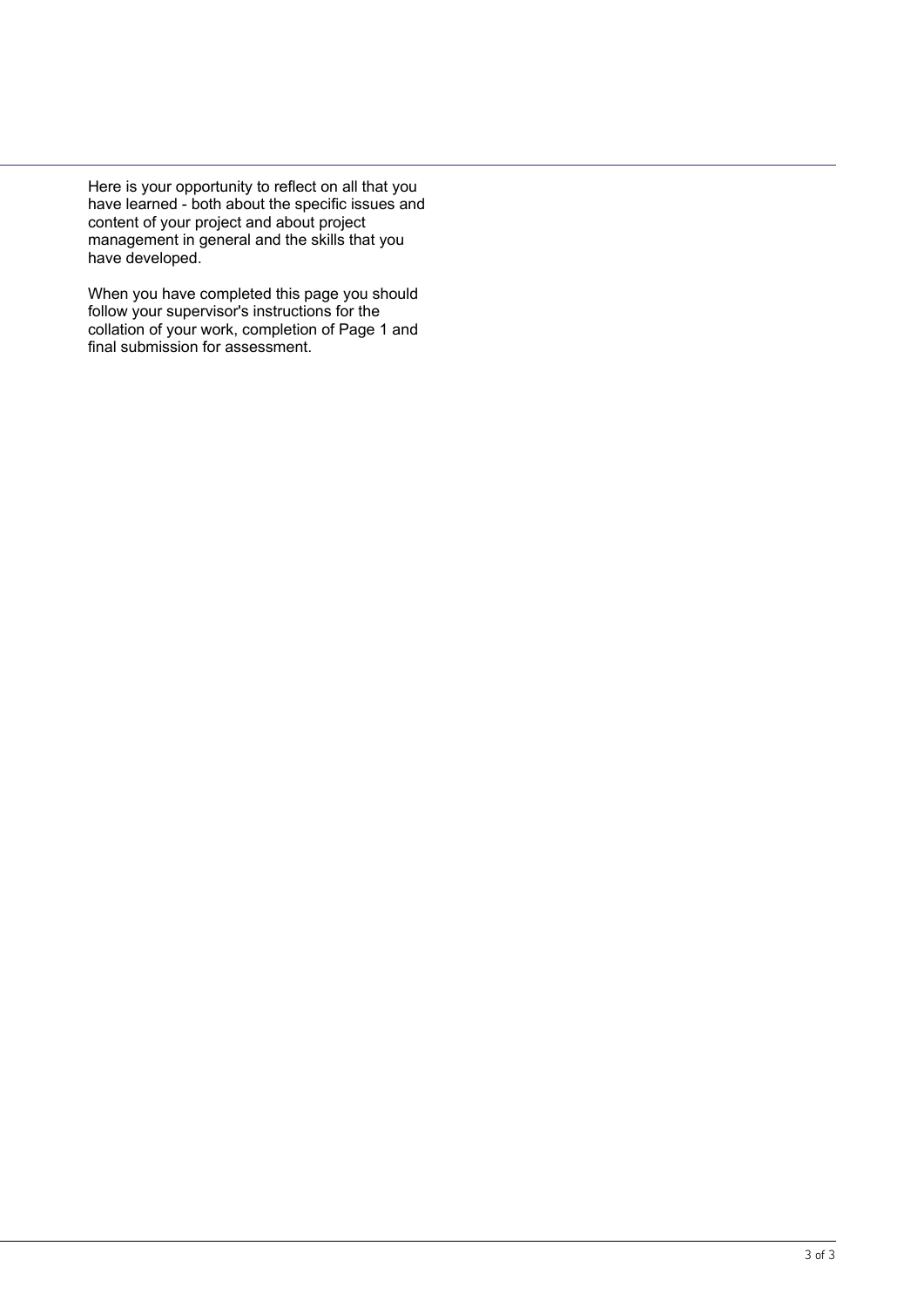Here is your opportunity to reflect on all that you have learned - both about the specific issues and content of your project and about project management in general and the skills that you have developed.

When you have completed this page you should follow your supervisor's instructions for the collation of your work, completion of Page 1 and final submission for assessment.